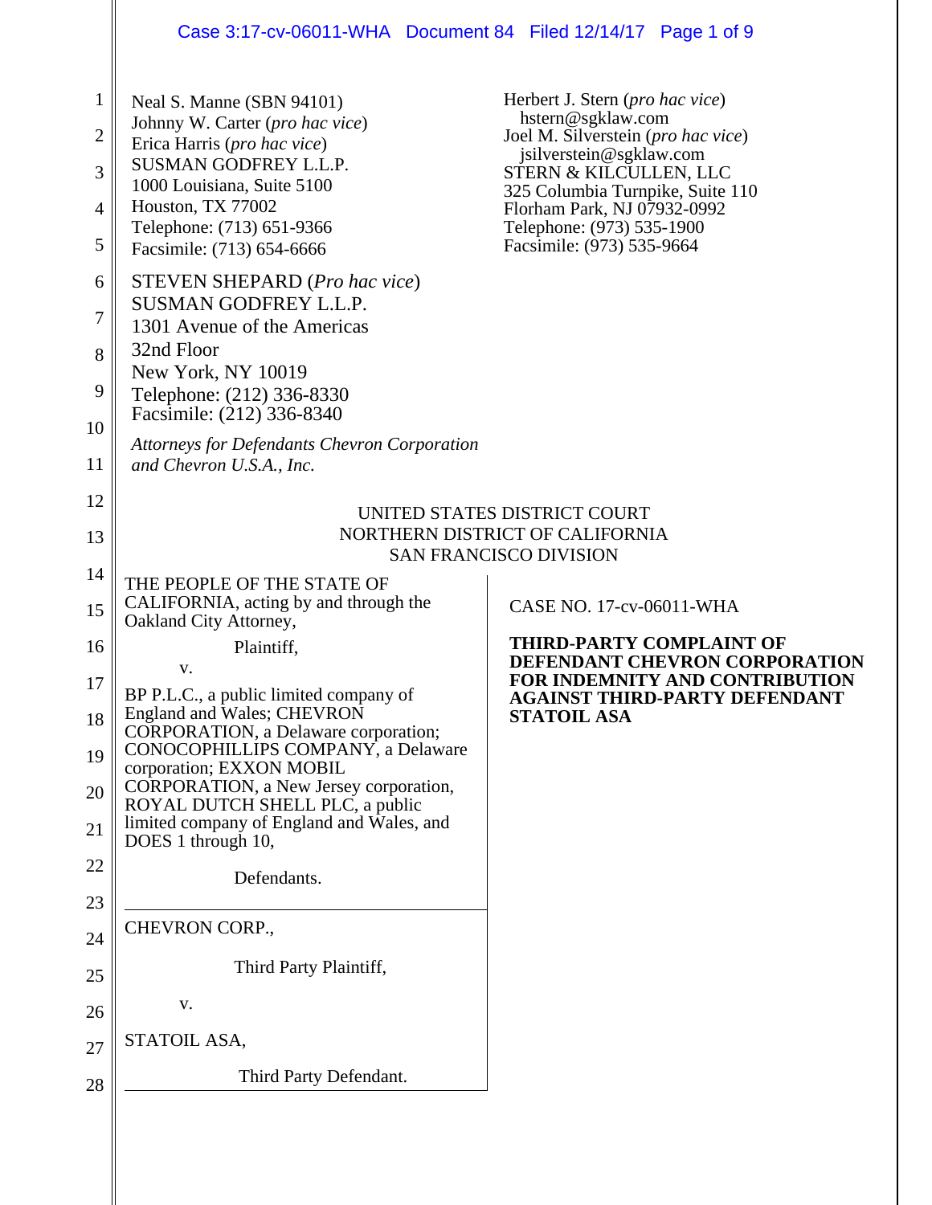Neal S. Manne (SBN 94101)
Johnny W. Carter (*pro hac vice*)
Erica Harris (*pro hac vice*)
SUSMAN GODFREY L.L.P.
1000 Louisiana, Suite 5100
Houston, TX 77002
Telephone: (713) 651-9366
Facsimile: (713) 654-6666

Herbert J. Stern (*pro hac vice*)
hstern@sgklaw.com
Joel M. Silverstein (*pro hac vice*)
jsilverstein@sgklaw.com
STERN & KILCULLEN, LLC
325 Columbia Turnpike, Suite 110
Florham Park, NJ 07932-0992
Telephone: (973) 535-1900
Facsimile: (973) 535-9664

STEVEN SHEPARD (*Pro hac vice*)
SUSMAN GODFREY L.L.P.
1301 Avenue of the Americas
32nd Floor
New York, NY 10019
Telephone: (212) 336-8330
Facsimile: (212) 336-8340

*Attorneys for Defendants Chevron Corporation and Chevron U.S.A., Inc.*

UNITED STATES DISTRICT COURT
NORTHERN DISTRICT OF CALIFORNIA
SAN FRANCISCO DIVISION

THE PEOPLE OF THE STATE OF CALIFORNIA, acting by and through the Oakland City Attorney,

Plaintiff,

v.

BP P.L.C., a public limited company of England and Wales; CHEVRON CORPORATION, a Delaware corporation; CONOCOPHILLIPS COMPANY, a Delaware corporation; EXXON MOBIL CORPORATION, a New Jersey corporation, ROYAL DUTCH SHELL PLC, a public limited company of England and Wales, and DOES 1 through 10,

Defendants.

CHEVRON CORP.,

Third Party Plaintiff,

v.

STATOIL ASA,

Third Party Defendant.

CASE NO. 17-cv-06011-WHA

**THIRD-PARTY COMPLAINT OF DEFENDANT CHEVRON CORPORATION FOR INDEMNITY AND CONTRIBUTION AGAINST THIRD-PARTY DEFENDANT STATOIL ASA**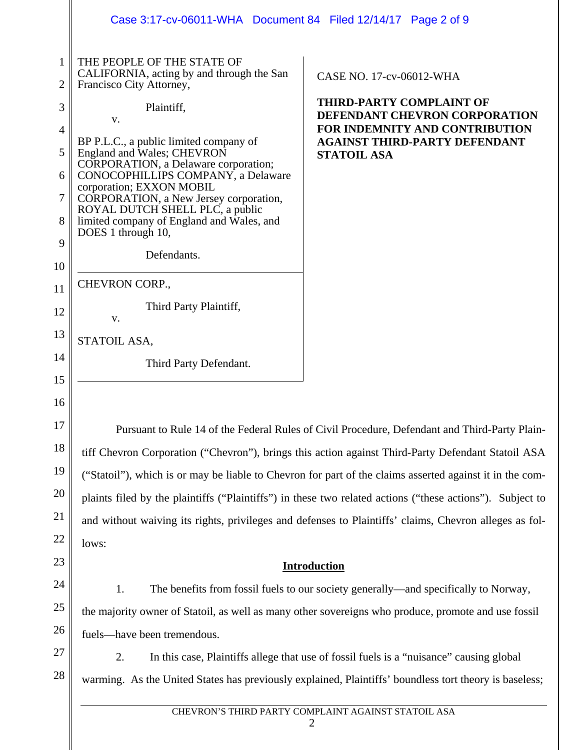THE PEOPLE OF THE STATE OF CALIFORNIA, acting by and through the San Francisco City Attorney,

Plaintiff,

v.

BP P.L.C., a public limited company of England and Wales; CHEVRON CORPORATION, a Delaware corporation; CONOCOPHILLIPS COMPANY, a Delaware corporation; EXXON MOBIL CORPORATION, a New Jersey corporation, ROYAL DUTCH SHELL PLC, a public limited company of England and Wales, and DOES 1 through 10,

Defendants.

CHEVRON CORP.,

Third Party Plaintiff,

v.

STATOIL ASA,

Third Party Defendant.

CASE NO. 17-cv-06012-WHA

**THIRD-PARTY COMPLAINT OF DEFENDANT CHEVRON CORPORATION FOR INDEMNITY AND CONTRIBUTION AGAINST THIRD-PARTY DEFENDANT STATOIL ASA**

Pursuant to Rule 14 of the Federal Rules of Civil Procedure, Defendant and Third-Party Plaintiff Chevron Corporation ("Chevron"), brings this action against Third-Party Defendant Statoil ASA ("Statoil"), which is or may be liable to Chevron for part of the claims asserted against it in the complaints filed by the plaintiffs ("Plaintiffs") in these two related actions ("these actions"). Subject to and without waiving its rights, privileges and defenses to Plaintiffs' claims, Chevron alleges as follows:

## Introduction

1. The benefits from fossil fuels to our society generally—and specifically to Norway, the majority owner of Statoil, as well as many other sovereigns who produce, promote and use fossil fuels—have been tremendous.

2. In this case, Plaintiffs allege that use of fossil fuels is a "nuisance" causing global warming. As the United States has previously explained, Plaintiffs' boundless tort theory is baseless;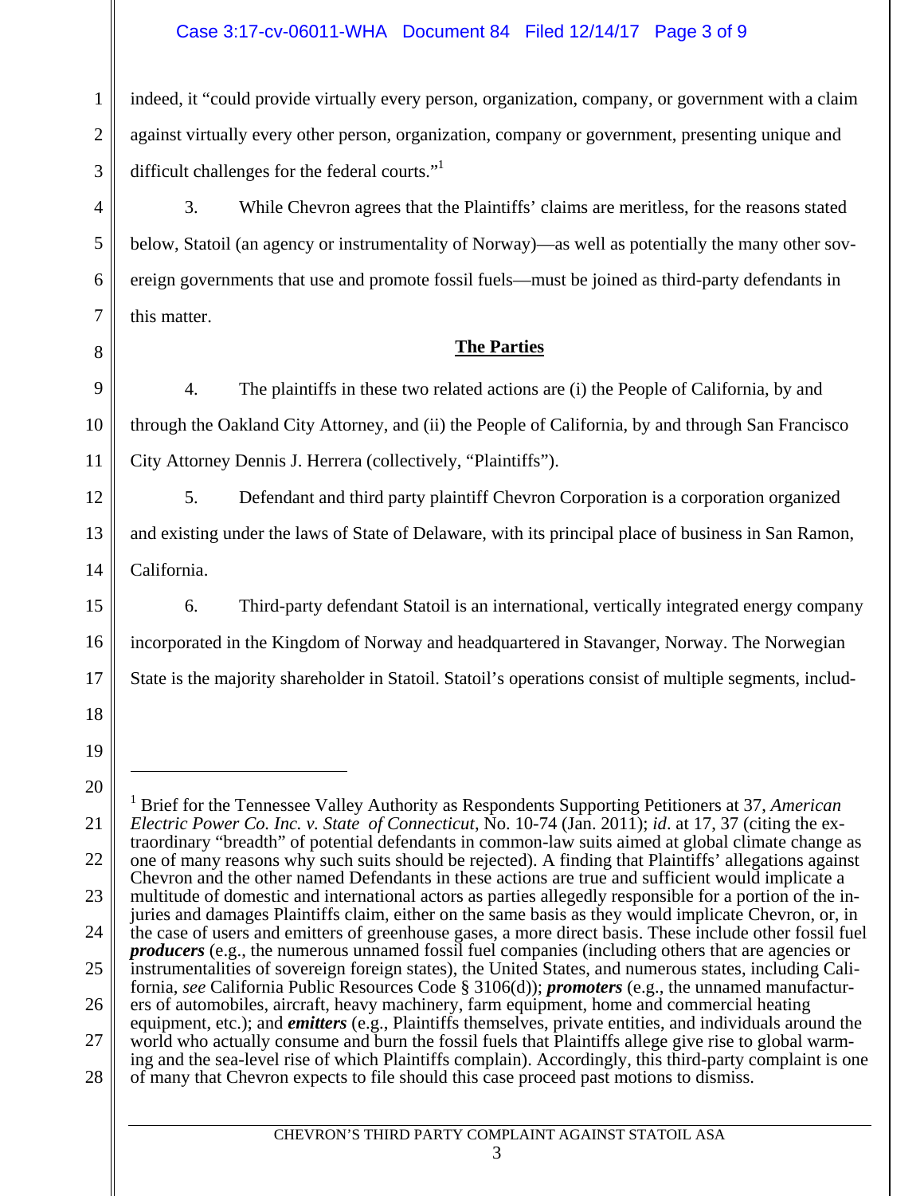indeed, it "could provide virtually every person, organization, company, or government with a claim against virtually every other person, organization, company or government, presenting unique and difficult challenges for the federal courts."[1]

3. While Chevron agrees that the Plaintiffs' claims are meritless, for the reasons stated below, Statoil (an agency or instrumentality of Norway)—as well as potentially the many other sovereign governments that use and promote fossil fuels—must be joined as third-party defendants in this matter.

## The Parties

4. The plaintiffs in these two related actions are (i) the People of California, by and through the Oakland City Attorney, and (ii) the People of California, by and through San Francisco City Attorney Dennis J. Herrera (collectively, "Plaintiffs").

5. Defendant and third party plaintiff Chevron Corporation is a corporation organized and existing under the laws of State of Delaware, with its principal place of business in San Ramon, California.

6. Third-party defendant Statoil is an international, vertically integrated energy company incorporated in the Kingdom of Norway and headquartered in Stavanger, Norway. The Norwegian State is the majority shareholder in Statoil. Statoil's operations consist of multiple segments, includ-

---

[1] Brief for the Tennessee Valley Authority as Respondents Supporting Petitioners at 37, *American Electric Power Co. Inc. v. State of Connecticut*, No. 10-74 (Jan. 2011); *id*. at 17, 37 (citing the extraordinary "breadth" of potential defendants in common-law suits aimed at global climate change as one of many reasons why such suits should be rejected). A finding that Plaintiffs' allegations against Chevron and the other named Defendants in these actions are true and sufficient would implicate a multitude of domestic and international actors as parties allegedly responsible for a portion of the injuries and damages Plaintiffs claim, either on the same basis as they would implicate Chevron, or, in the case of users and emitters of greenhouse gases, a more direct basis. These include other fossil fuel ***producers*** (e.g., the numerous unnamed fossil fuel companies (including others that are agencies or instrumentalities of sovereign foreign states), the United States, and numerous states, including California, *see* California Public Resources Code § 3106(d)); ***promoters*** (e.g., the unnamed manufacturers of automobiles, aircraft, heavy machinery, farm equipment, home and commercial heating equipment, etc.); and ***emitters*** (e.g., Plaintiffs themselves, private entities, and individuals around the world who actually consume and burn the fossil fuels that Plaintiffs allege give rise to global warming and the sea-level rise of which Plaintiffs complain). Accordingly, this third-party complaint is one of many that Chevron expects to file should this case proceed past motions to dismiss.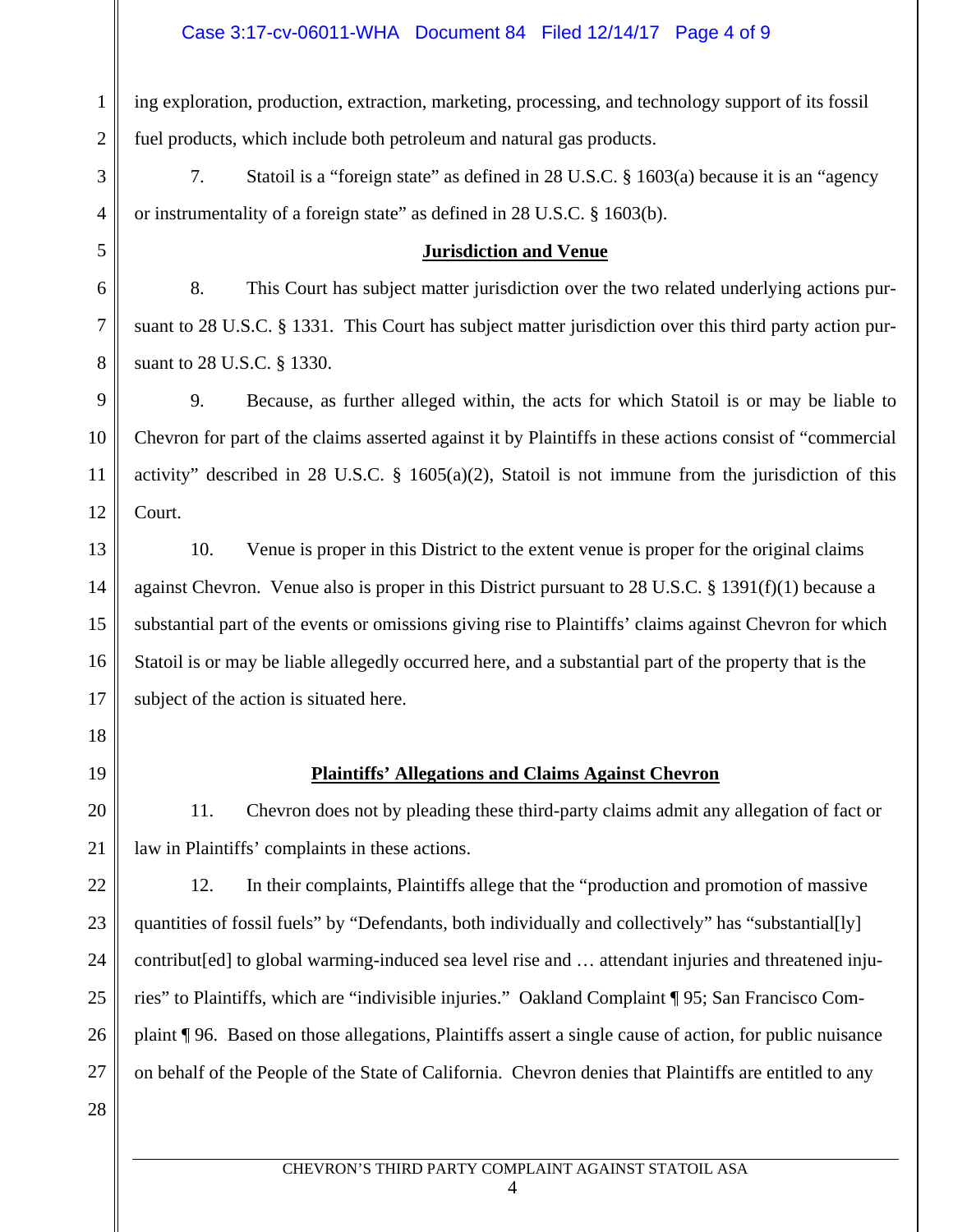ing exploration, production, extraction, marketing, processing, and technology support of its fossil fuel products, which include both petroleum and natural gas products.

7. Statoil is a "foreign state" as defined in 28 U.S.C. § 1603(a) because it is an "agency or instrumentality of a foreign state" as defined in 28 U.S.C. § 1603(b).

**Jurisdiction and Venue**

8. This Court has subject matter jurisdiction over the two related underlying actions pursuant to 28 U.S.C. § 1331. This Court has subject matter jurisdiction over this third party action pursuant to 28 U.S.C. § 1330.

9. Because, as further alleged within, the acts for which Statoil is or may be liable to Chevron for part of the claims asserted against it by Plaintiffs in these actions consist of "commercial activity" described in 28 U.S.C. § 1605(a)(2), Statoil is not immune from the jurisdiction of this Court.

10. Venue is proper in this District to the extent venue is proper for the original claims against Chevron. Venue also is proper in this District pursuant to 28 U.S.C. § 1391(f)(1) because a substantial part of the events or omissions giving rise to Plaintiffs' claims against Chevron for which Statoil is or may be liable allegedly occurred here, and a substantial part of the property that is the subject of the action is situated here.

**Plaintiffs' Allegations and Claims Against Chevron**

11. Chevron does not by pleading these third-party claims admit any allegation of fact or law in Plaintiffs' complaints in these actions.

12. In their complaints, Plaintiffs allege that the "production and promotion of massive quantities of fossil fuels" by "Defendants, both individually and collectively" has "substantial[ly] contribut[ed] to global warming-induced sea level rise and … attendant injuries and threatened injuries" to Plaintiffs, which are "indivisible injuries." Oakland Complaint ¶ 95; San Francisco Complaint ¶ 96. Based on those allegations, Plaintiffs assert a single cause of action, for public nuisance on behalf of the People of the State of California. Chevron denies that Plaintiffs are entitled to any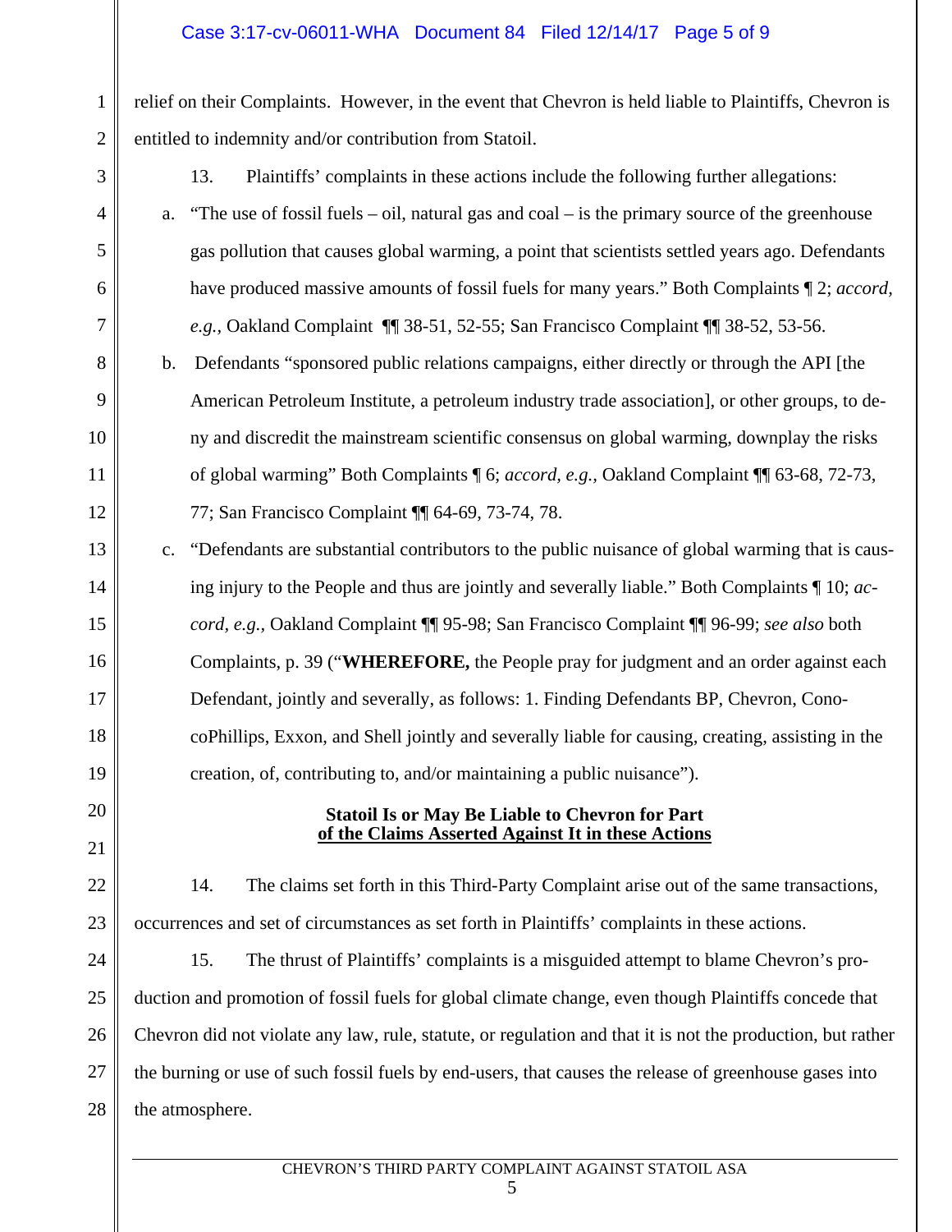relief on their Complaints. However, in the event that Chevron is held liable to Plaintiffs, Chevron is entitled to indemnity and/or contribution from Statoil.

13. Plaintiffs' complaints in these actions include the following further allegations:

a. "The use of fossil fuels – oil, natural gas and coal – is the primary source of the greenhouse gas pollution that causes global warming, a point that scientists settled years ago. Defendants have produced massive amounts of fossil fuels for many years." Both Complaints ¶ 2; *accord, e.g.*, Oakland Complaint ¶¶ 38-51, 52-55; San Francisco Complaint ¶¶ 38-52, 53-56.

b. Defendants "sponsored public relations campaigns, either directly or through the API [the American Petroleum Institute, a petroleum industry trade association], or other groups, to deny and discredit the mainstream scientific consensus on global warming, downplay the risks of global warming" Both Complaints ¶ 6; *accord, e.g.*, Oakland Complaint ¶¶ 63-68, 72-73, 77; San Francisco Complaint ¶¶ 64-69, 73-74, 78.

c. "Defendants are substantial contributors to the public nuisance of global warming that is causing injury to the People and thus are jointly and severally liable." Both Complaints ¶ 10; *accord, e.g.*, Oakland Complaint ¶¶ 95-98; San Francisco Complaint ¶¶ 96-99; *see also* both Complaints, p. 39 ("**WHEREFORE,** the People pray for judgment and an order against each Defendant, jointly and severally, as follows: 1. Finding Defendants BP, Chevron, ConocoPhillips, Exxon, and Shell jointly and severally liable for causing, creating, assisting in the creation, of, contributing to, and/or maintaining a public nuisance").

**Statoil Is or May Be Liable to Chevron for Part of the Claims Asserted Against It in these Actions**

14. The claims set forth in this Third-Party Complaint arise out of the same transactions, occurrences and set of circumstances as set forth in Plaintiffs' complaints in these actions.

15. The thrust of Plaintiffs' complaints is a misguided attempt to blame Chevron's production and promotion of fossil fuels for global climate change, even though Plaintiffs concede that Chevron did not violate any law, rule, statute, or regulation and that it is not the production, but rather the burning or use of such fossil fuels by end-users, that causes the release of greenhouse gases into the atmosphere.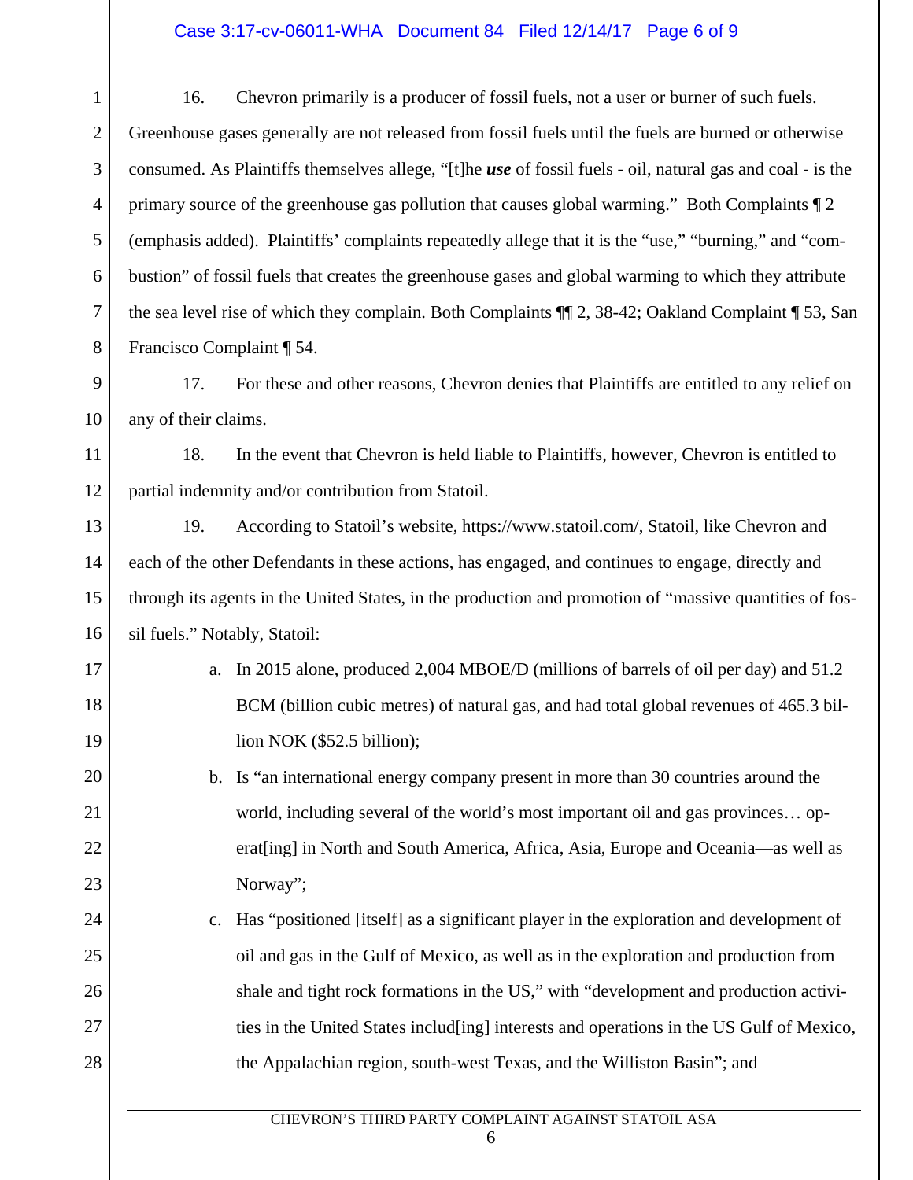16. Chevron primarily is a producer of fossil fuels, not a user or burner of such fuels. Greenhouse gases generally are not released from fossil fuels until the fuels are burned or otherwise consumed. As Plaintiffs themselves allege, "[t]he ***use*** of fossil fuels - oil, natural gas and coal - is the primary source of the greenhouse gas pollution that causes global warming." Both Complaints ¶ 2 (emphasis added). Plaintiffs' complaints repeatedly allege that it is the "use," "burning," and "combustion" of fossil fuels that creates the greenhouse gases and global warming to which they attribute the sea level rise of which they complain. Both Complaints ¶¶ 2, 38-42; Oakland Complaint ¶ 53, San Francisco Complaint ¶ 54.

17. For these and other reasons, Chevron denies that Plaintiffs are entitled to any relief on any of their claims.

18. In the event that Chevron is held liable to Plaintiffs, however, Chevron is entitled to partial indemnity and/or contribution from Statoil.

19. According to Statoil's website, https://www.statoil.com/, Statoil, like Chevron and each of the other Defendants in these actions, has engaged, and continues to engage, directly and through its agents in the United States, in the production and promotion of "massive quantities of fossil fuels." Notably, Statoil:

a. In 2015 alone, produced 2,004 MBOE/D (millions of barrels of oil per day) and 51.2 BCM (billion cubic metres) of natural gas, and had total global revenues of 465.3 billion NOK ($52.5 billion);

b. Is "an international energy company present in more than 30 countries around the world, including several of the world's most important oil and gas provinces… operat[ing] in North and South America, Africa, Asia, Europe and Oceania—as well as Norway";

c. Has "positioned [itself] as a significant player in the exploration and development of oil and gas in the Gulf of Mexico, as well as in the exploration and production from shale and tight rock formations in the US," with "development and production activities in the United States includ[ing] interests and operations in the US Gulf of Mexico, the Appalachian region, south-west Texas, and the Williston Basin"; and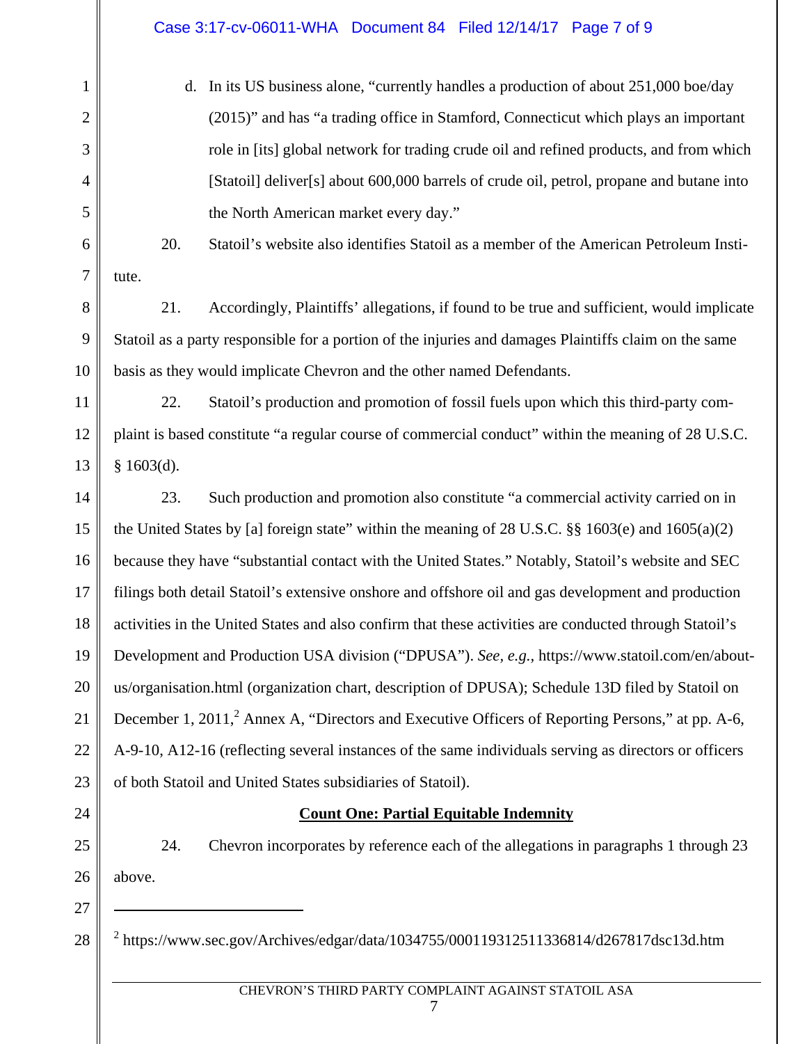d. In its US business alone, "currently handles a production of about 251,000 boe/day (2015)" and has "a trading office in Stamford, Connecticut which plays an important role in [its] global network for trading crude oil and refined products, and from which [Statoil] deliver[s] about 600,000 barrels of crude oil, petrol, propane and butane into the North American market every day."

20. Statoil's website also identifies Statoil as a member of the American Petroleum Institute.

21. Accordingly, Plaintiffs' allegations, if found to be true and sufficient, would implicate Statoil as a party responsible for a portion of the injuries and damages Plaintiffs claim on the same basis as they would implicate Chevron and the other named Defendants.

22. Statoil's production and promotion of fossil fuels upon which this third-party complaint is based constitute "a regular course of commercial conduct" within the meaning of 28 U.S.C. § 1603(d).

23. Such production and promotion also constitute "a commercial activity carried on in the United States by [a] foreign state" within the meaning of 28 U.S.C. §§ 1603(e) and 1605(a)(2) because they have "substantial contact with the United States." Notably, Statoil's website and SEC filings both detail Statoil's extensive onshore and offshore oil and gas development and production activities in the United States and also confirm that these activities are conducted through Statoil's Development and Production USA division ("DPUSA"). *See, e.g.*, https://www.statoil.com/en/about-us/organisation.html (organization chart, description of DPUSA); Schedule 13D filed by Statoil on December 1, 2011,[2] Annex A, "Directors and Executive Officers of Reporting Persons," at pp. A-6, A-9-10, A12-16 (reflecting several instances of the same individuals serving as directors or officers of both Statoil and United States subsidiaries of Statoil).

**Count One: Partial Equitable Indemnity**

24. Chevron incorporates by reference each of the allegations in paragraphs 1 through 23 above.

---

[2] https://www.sec.gov/Archives/edgar/data/1034755/000119312511336814/d267817dsc13d.htm

CHEVRON'S THIRD PARTY COMPLAINT AGAINST STATOIL ASA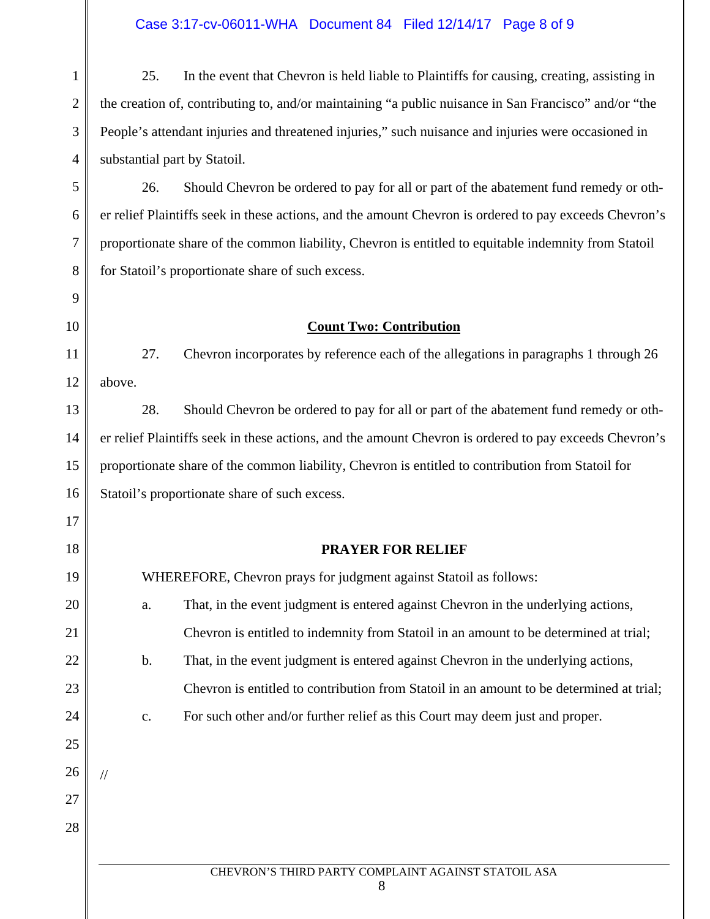25. In the event that Chevron is held liable to Plaintiffs for causing, creating, assisting in the creation of, contributing to, and/or maintaining "a public nuisance in San Francisco" and/or "the People's attendant injuries and threatened injuries," such nuisance and injuries were occasioned in substantial part by Statoil.

26. Should Chevron be ordered to pay for all or part of the abatement fund remedy or other relief Plaintiffs seek in these actions, and the amount Chevron is ordered to pay exceeds Chevron's proportionate share of the common liability, Chevron is entitled to equitable indemnity from Statoil for Statoil's proportionate share of such excess.

**Count Two: Contribution**

27. Chevron incorporates by reference each of the allegations in paragraphs 1 through 26 above.

28. Should Chevron be ordered to pay for all or part of the abatement fund remedy or other relief Plaintiffs seek in these actions, and the amount Chevron is ordered to pay exceeds Chevron's proportionate share of the common liability, Chevron is entitled to contribution from Statoil for Statoil's proportionate share of such excess.

**PRAYER FOR RELIEF**

WHEREFORE, Chevron prays for judgment against Statoil as follows:

a. That, in the event judgment is entered against Chevron in the underlying actions, Chevron is entitled to indemnity from Statoil in an amount to be determined at trial;

b. That, in the event judgment is entered against Chevron in the underlying actions, Chevron is entitled to contribution from Statoil in an amount to be determined at trial;

c. For such other and/or further relief as this Court may deem just and proper.

//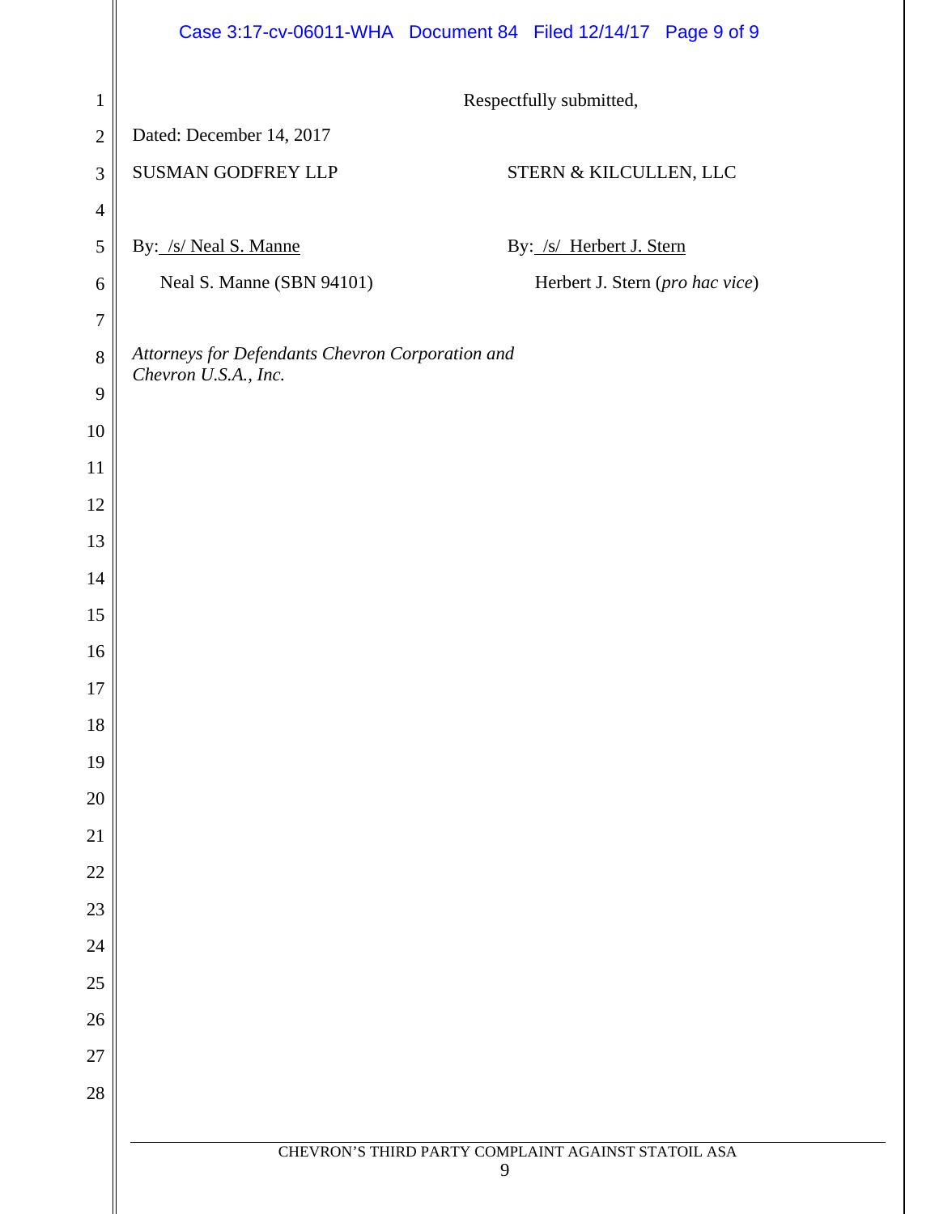Respectfully submitted,

Dated: December 14, 2017

SUSMAN GODFREY LLP

By: /s/ Neal S. Manne

Neal S. Manne (SBN 94101)

STERN & KILCULLEN, LLC

By: /s/ Herbert J. Stern

Herbert J. Stern (*pro hac vice*)

*Attorneys for Defendants Chevron Corporation and Chevron U.S.A., Inc.*